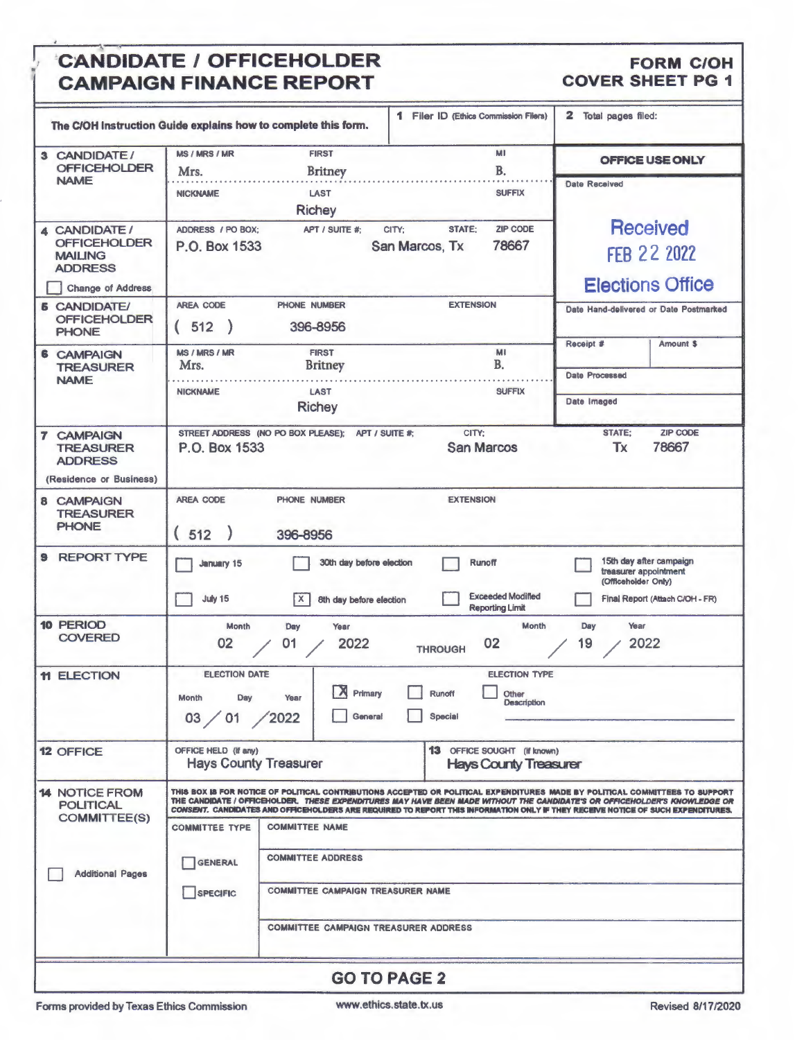# CANDIDATE / OFFICEHOLDER CAMPAIGN FINANCE REPORT

## FORM C/OH COVER SHEET PG 1

The C/OH Instruction Guide explains how to complete this form.

**1** Filer ID (Ethics Commission Filers)

**2** Total pages filed:

**3 CANDIDATE / OFFICEHOLDER NAME**

| MS / MRS / MR | FIRST | MI |
| --- | --- | --- |
| Mrs. | Britney | B. |

| NICKNAME | LAST | SUFFIX |
| --- | --- | --- |
| | Richey | |

**OFFICE USE ONLY**

Date Received: Received FEB 22 2022 Elections Office

Date Hand-delivered or Date Postmarked

Receipt # | Amount $

Date Processed

Date Imaged

**4 CANDIDATE / OFFICEHOLDER MAILING ADDRESS**

☐ Change of Address

| ADDRESS / PO BOX; | APT / SUITE #; | CITY; | STATE; | ZIP CODE |
| --- | --- | --- | --- | --- |
| P.O. Box 1533 | | San Marcos, | Tx | 78667 |

**5 CANDIDATE/ OFFICEHOLDER PHONE**

| AREA CODE | PHONE NUMBER | EXTENSION |
| --- | --- | --- |
| ( 512 ) | 396-8956 | |

**6 CAMPAIGN TREASURER NAME**

| MS / MRS / MR | FIRST | MI |
| --- | --- | --- |
| Mrs. | Britney | B. |

| NICKNAME | LAST | SUFFIX |
| --- | --- | --- |
| | Richey | |

**7 CAMPAIGN TREASURER ADDRESS** (Residence or Business)

| STREET ADDRESS (NO PO BOX PLEASE); | APT / SUITE #; | CITY; | STATE; | ZIP CODE |
| --- | --- | --- | --- | --- |
| P.O. Box 1533 | | San Marcos | Tx | 78667 |

**8 CAMPAIGN TREASURER PHONE**

| AREA CODE | PHONE NUMBER | EXTENSION |
| --- | --- | --- |
| ( 512 ) | 396-8956 | |

**9 REPORT TYPE**

- ☐ January 15
- ☐ 30th day before election
- ☐ Runoff
- ☐ 15th day after campaign treasurer appointment (Officeholder Only)
- ☐ July 15
- ☒ 8th day before election
- ☐ Exceeded Modified Reporting Limit
- ☐ Final Report (Attach C/OH - FR)

**10 PERIOD COVERED**

Month / Day / Year: 02 / 01 / 2022 THROUGH 02 / 19 / 2022

**11 ELECTION**

ELECTION DATE (Month / Day / Year): 03 / 01 / 2022

ELECTION TYPE:

- ☒ Primary
- ☐ Runoff
- ☐ Other Description
- ☐ General
- ☐ Special

**12 OFFICE**

OFFICE HELD (if any): Hays County Treasurer

**13** OFFICE SOUGHT (if known): Hays County Treasurer

**14 NOTICE FROM POLITICAL COMMITTEE(S)**

☐ Additional Pages

THIS BOX IS FOR NOTICE OF POLITICAL CONTRIBUTIONS ACCEPTED OR POLITICAL EXPENDITURES MADE BY POLITICAL COMMITTEES TO SUPPORT THE CANDIDATE / OFFICEHOLDER. *THESE EXPENDITURES MAY HAVE BEEN MADE WITHOUT THE CANDIDATE'S OR OFFICEHOLDER'S KNOWLEDGE OR CONSENT.* CANDIDATES AND OFFICEHOLDERS ARE REQUIRED TO REPORT THIS INFORMATION ONLY IF THEY RECEIVE NOTICE OF SUCH EXPENDITURES.

| COMMITTEE TYPE | |
| --- | --- |
| | COMMITTEE NAME |
| ☐ GENERAL | COMMITTEE ADDRESS |
| ☐ SPECIFIC | COMMITTEE CAMPAIGN TREASURER NAME |
| | COMMITTEE CAMPAIGN TREASURER ADDRESS |

**GO TO PAGE 2**

Forms provided by Texas Ethics Commission www.ethics.state.tx.us Revised 8/17/2020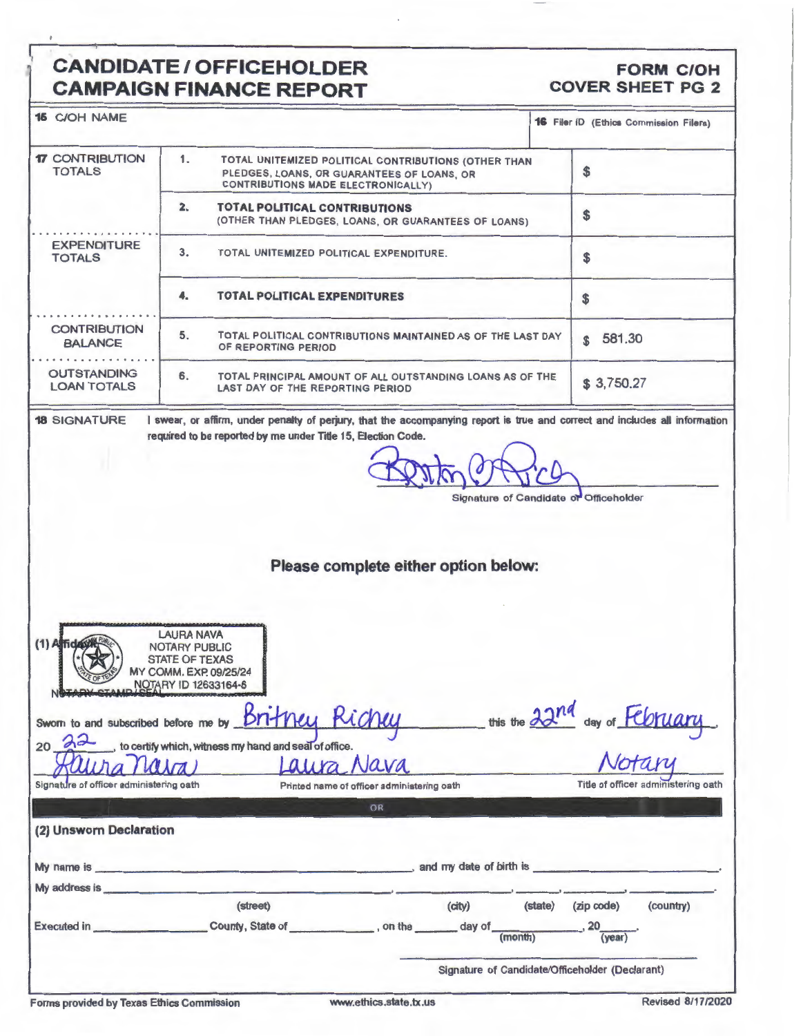# CANDIDATE / OFFICEHOLDER CAMPAIGN FINANCE REPORT

**FORM C/OH COVER SHEET PG 2**

| 15 C/OH NAME | | | 16 Filer ID (Ethics Commission Filers) |
|---|---|---|---|
| | | | |
| 17 CONTRIBUTION TOTALS | 1. | TOTAL UNITEMIZED POLITICAL CONTRIBUTIONS (OTHER THAN PLEDGES, LOANS, OR GUARANTEES OF LOANS, OR CONTRIBUTIONS MADE ELECTRONICALLY) | $ |
| | 2. | **TOTAL POLITICAL CONTRIBUTIONS** (OTHER THAN PLEDGES, LOANS, OR GUARANTEES OF LOANS) | $ |
| EXPENDITURE TOTALS | 3. | TOTAL UNITEMIZED POLITICAL EXPENDITURE. | $ |
| | 4. | **TOTAL POLITICAL EXPENDITURES** | $ |
| CONTRIBUTION BALANCE | 5. | TOTAL POLITICAL CONTRIBUTIONS MAINTAINED AS OF THE LAST DAY OF REPORTING PERIOD | $ 581.30 |
| OUTSTANDING LOAN TOTALS | 6. | TOTAL PRINCIPAL AMOUNT OF ALL OUTSTANDING LOANS AS OF THE LAST DAY OF THE REPORTING PERIOD | $ 3,750.27 |

**18 SIGNATURE** I swear, or affirm, under penalty of perjury, that the accompanying report is true and correct and includes all information required to be reported by me under Title 15, Election Code.

[Signature]

Signature of Candidate or Officeholder

## Please complete either option below:

**(1) Affidavit**

LAURA NAVA
NOTARY PUBLIC
STATE OF TEXAS
MY COMM. EXP. 09/25/24
NOTARY ID 12633164-6

NOTARY STAMP/SEAL

Sworn to and subscribed before me by Britney Richey this the 22nd day of February, 20 22, to certify which, witness my hand and seal of office.

| Laura Nava | Laura Nava | Notary |
|---|---|---|
| Signature of officer administering oath | Printed name of officer administering oath | Title of officer administering oath |

OR

**(2) Unsworn Declaration**

My name is ____________________, and my date of birth is ____________________.

My address is ____________________, ____________, ______, ________, ____________.
(street) (city) (state) (zip code) (country)

Executed in ____________ County, State of ____________, on the ______ day of ____________ (month), 20____ (year).

____________________________________
Signature of Candidate/Officeholder (Declarant)

Forms provided by Texas Ethics Commission www.ethics.state.tx.us Revised 8/17/2020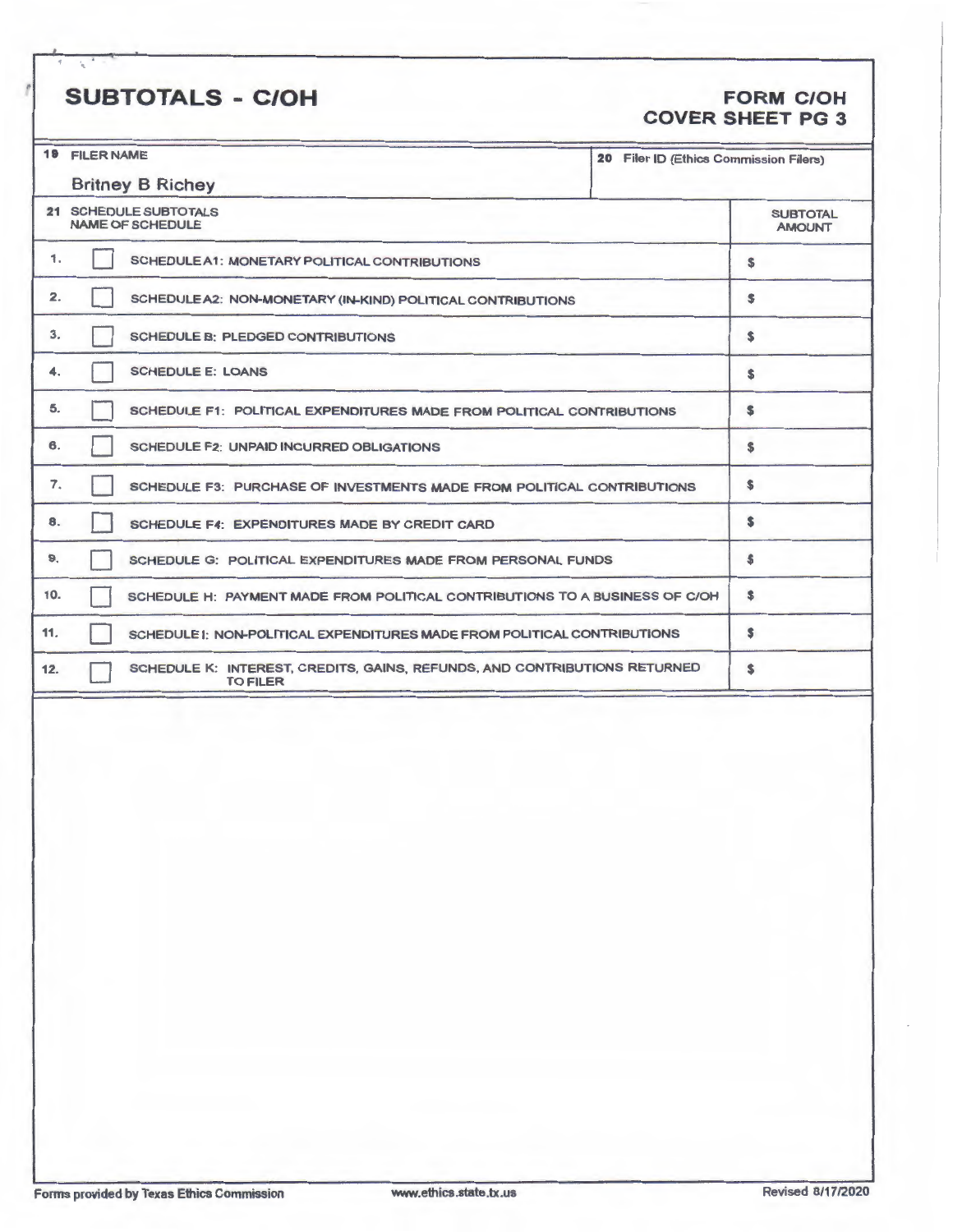# SUBTOTALS - C/OH

## FORM C/OH COVER SHEET PG 3

| 19 FILER NAME | 20 Filer ID (Ethics Commission Filers) |
|---|---|
| Britney B Richey | |

| 21 SCHEDULE SUBTOTALS NAME OF SCHEDULE | | SUBTOTAL AMOUNT |
|---|---|---|
| 1. | ☐ SCHEDULE A1: MONETARY POLITICAL CONTRIBUTIONS | $ |
| 2. | ☐ SCHEDULE A2: NON-MONETARY (IN-KIND) POLITICAL CONTRIBUTIONS | $ |
| 3. | ☐ SCHEDULE B: PLEDGED CONTRIBUTIONS | $ |
| 4. | ☐ SCHEDULE E: LOANS | $ |
| 5. | ☐ SCHEDULE F1: POLITICAL EXPENDITURES MADE FROM POLITICAL CONTRIBUTIONS | $ |
| 6. | ☐ SCHEDULE F2: UNPAID INCURRED OBLIGATIONS | $ |
| 7. | ☐ SCHEDULE F3: PURCHASE OF INVESTMENTS MADE FROM POLITICAL CONTRIBUTIONS | $ |
| 8. | ☐ SCHEDULE F4: EXPENDITURES MADE BY CREDIT CARD | $ |
| 9. | ☐ SCHEDULE G: POLITICAL EXPENDITURES MADE FROM PERSONAL FUNDS | $ |
| 10. | ☐ SCHEDULE H: PAYMENT MADE FROM POLITICAL CONTRIBUTIONS TO A BUSINESS OF C/OH | $ |
| 11. | ☐ SCHEDULE I: NON-POLITICAL EXPENDITURES MADE FROM POLITICAL CONTRIBUTIONS | $ |
| 12. | ☐ SCHEDULE K: INTEREST, CREDITS, GAINS, REFUNDS, AND CONTRIBUTIONS RETURNED TO FILER | $ |

Forms provided by Texas Ethics Commission www.ethics.state.tx.us Revised 8/17/2020